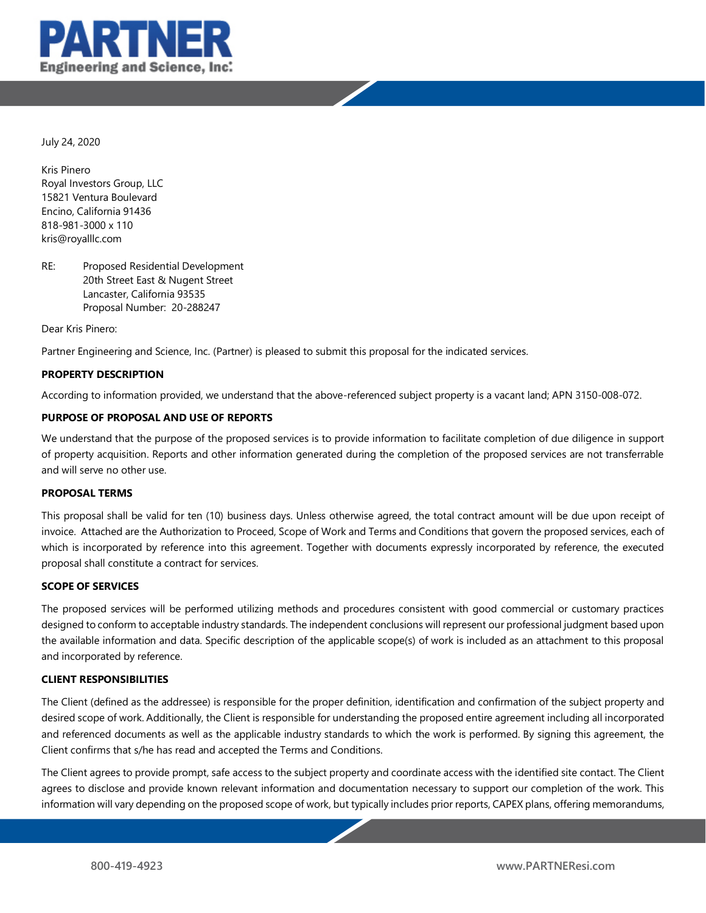July 24, 2020

Kris Pinero
Royal Investors Group, LLC
15821 Ventura Boulevard
Encino, California 91436
818-981-3000 x 110
kris@royalllc.com

RE: Proposed Residential Development
20th Street East & Nugent Street
Lancaster, California 93535
Proposal Number: 20-288247

Dear Kris Pinero:

Partner Engineering and Science, Inc. (Partner) is pleased to submit this proposal for the indicated services.

**PROPERTY DESCRIPTION**

According to information provided, we understand that the above-referenced subject property is a vacant land; APN 3150-008-072.

**PURPOSE OF PROPOSAL AND USE OF REPORTS**

We understand that the purpose of the proposed services is to provide information to facilitate completion of due diligence in support of property acquisition. Reports and other information generated during the completion of the proposed services are not transferrable and will serve no other use.

**PROPOSAL TERMS**

This proposal shall be valid for ten (10) business days. Unless otherwise agreed, the total contract amount will be due upon receipt of invoice. Attached are the Authorization to Proceed, Scope of Work and Terms and Conditions that govern the proposed services, each of which is incorporated by reference into this agreement. Together with documents expressly incorporated by reference, the executed proposal shall constitute a contract for services.

**SCOPE OF SERVICES**

The proposed services will be performed utilizing methods and procedures consistent with good commercial or customary practices designed to conform to acceptable industry standards. The independent conclusions will represent our professional judgment based upon the available information and data. Specific description of the applicable scope(s) of work is included as an attachment to this proposal and incorporated by reference.

**CLIENT RESPONSIBILITIES**

The Client (defined as the addressee) is responsible for the proper definition, identification and confirmation of the subject property and desired scope of work. Additionally, the Client is responsible for understanding the proposed entire agreement including all incorporated and referenced documents as well as the applicable industry standards to which the work is performed. By signing this agreement, the Client confirms that s/he has read and accepted the Terms and Conditions.

The Client agrees to provide prompt, safe access to the subject property and coordinate access with the identified site contact. The Client agrees to disclose and provide known relevant information and documentation necessary to support our completion of the work. This information will vary depending on the proposed scope of work, but typically includes prior reports, CAPEX plans, offering memorandums,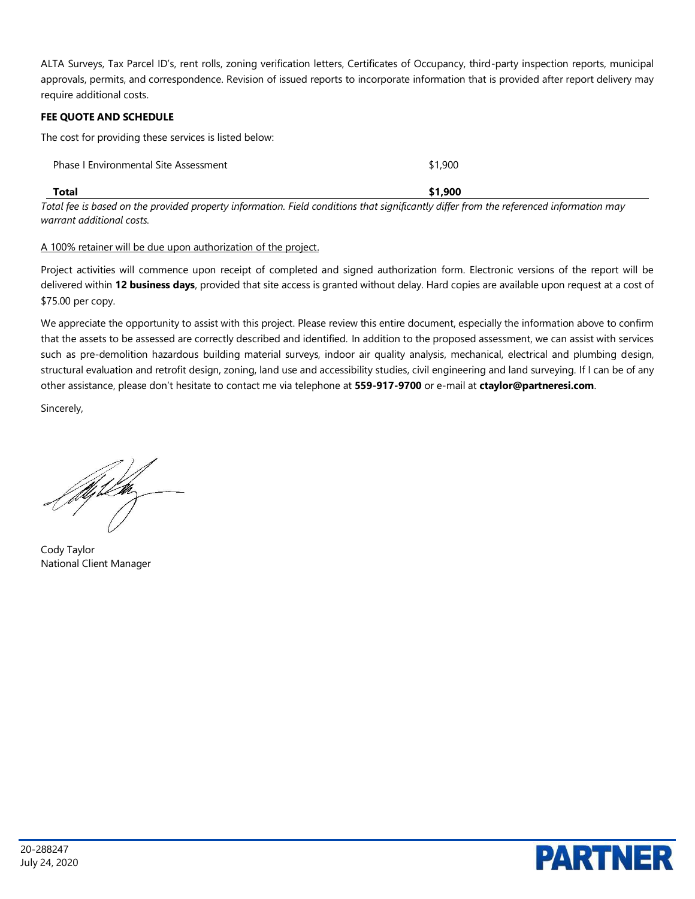ALTA Surveys, Tax Parcel ID's, rent rolls, zoning verification letters, Certificates of Occupancy, third-party inspection reports, municipal approvals, permits, and correspondence. Revision of issued reports to incorporate information that is provided after report delivery may require additional costs.

**FEE QUOTE AND SCHEDULE**

The cost for providing these services is listed below:

| | |
|---|---|
| Phase I Environmental Site Assessment | $1,900 |
| **Total** | **$1,900** |

*Total fee is based on the provided property information. Field conditions that significantly differ from the referenced information may warrant additional costs.*

A 100% retainer will be due upon authorization of the project.

Project activities will commence upon receipt of completed and signed authorization form. Electronic versions of the report will be delivered within **12 business days**, provided that site access is granted without delay. Hard copies are available upon request at a cost of $75.00 per copy.

We appreciate the opportunity to assist with this project. Please review this entire document, especially the information above to confirm that the assets to be assessed are correctly described and identified. In addition to the proposed assessment, we can assist with services such as pre-demolition hazardous building material surveys, indoor air quality analysis, mechanical, electrical and plumbing design, structural evaluation and retrofit design, zoning, land use and accessibility studies, civil engineering and land surveying. If I can be of any other assistance, please don't hesitate to contact me via telephone at **559-917-9700** or e-mail at **ctaylor@partneresi.com**.

Sincerely,

Cody Taylor
National Client Manager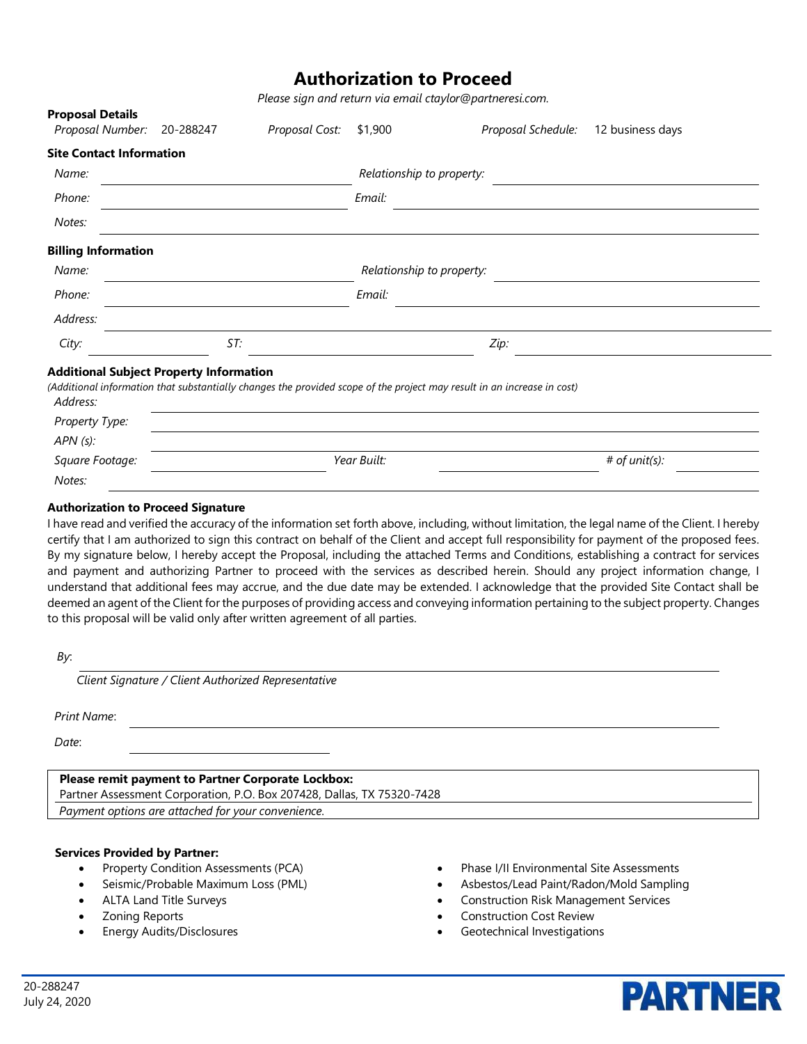# Authorization to Proceed

*Please sign and return via email ctaylor@partneresi.com.*

**Proposal Details**

*Proposal Number:* 20-288247 *Proposal Cost:* $1,900 *Proposal Schedule:* 12 business days

**Site Contact Information**

*Name:* ______________________ *Relationship to property:* ______________________

*Phone:* ______________________ *Email:* ______________________

*Notes:* ______________________

**Billing Information**

*Name:* ______________________ *Relationship to property:* ______________________

*Phone:* ______________________ *Email:* ______________________

*Address:* ______________________

*City:* ______________ *ST:* ______________ *Zip:* ______________

**Additional Subject Property Information**

*(Additional information that substantially changes the provided scope of the project may result in an increase in cost)*

*Address:* ______________________

*Property Type:* ______________________

*APN (s):* ______________________

*Square Footage:* ______________ *Year Built:* ______________ *# of unit(s):* ______________

*Notes:* ______________________

**Authorization to Proceed Signature**

I have read and verified the accuracy of the information set forth above, including, without limitation, the legal name of the Client. I hereby certify that I am authorized to sign this contract on behalf of the Client and accept full responsibility for payment of the proposed fees. By my signature below, I hereby accept the Proposal, including the attached Terms and Conditions, establishing a contract for services and payment and authorizing Partner to proceed with the services as described herein. Should any project information change, I understand that additional fees may accrue, and the due date may be extended. I acknowledge that the provided Site Contact shall be deemed an agent of the Client for the purposes of providing access and conveying information pertaining to the subject property. Changes to this proposal will be valid only after written agreement of all parties.

*By*: ______________________________________________

*Client Signature / Client Authorized Representative*

*Print Name*: ______________________________________________

*Date*: ______________________

**Please remit payment to Partner Corporate Lockbox:**
Partner Assessment Corporation, P.O. Box 207428, Dallas, TX 75320-7428
*Payment options are attached for your convenience.*

**Services Provided by Partner:**

- Property Condition Assessments (PCA)
- Seismic/Probable Maximum Loss (PML)
- ALTA Land Title Surveys
- Zoning Reports
- Energy Audits/Disclosures
- Phase I/II Environmental Site Assessments
- Asbestos/Lead Paint/Radon/Mold Sampling
- Construction Risk Management Services
- Construction Cost Review
- Geotechnical Investigations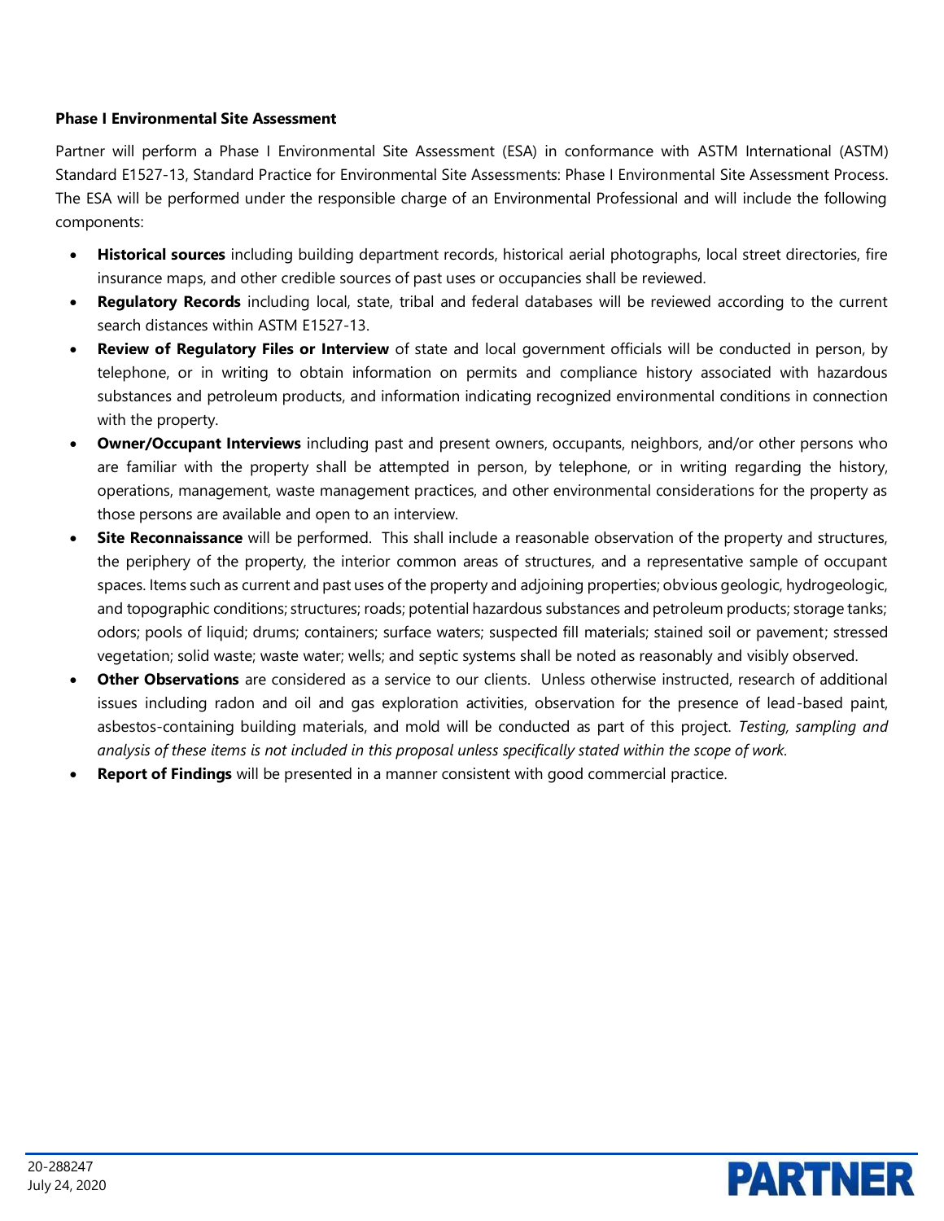**Phase I Environmental Site Assessment**

Partner will perform a Phase I Environmental Site Assessment (ESA) in conformance with ASTM International (ASTM) Standard E1527-13, Standard Practice for Environmental Site Assessments: Phase I Environmental Site Assessment Process. The ESA will be performed under the responsible charge of an Environmental Professional and will include the following components:

- **Historical sources** including building department records, historical aerial photographs, local street directories, fire insurance maps, and other credible sources of past uses or occupancies shall be reviewed.
- **Regulatory Records** including local, state, tribal and federal databases will be reviewed according to the current search distances within ASTM E1527-13.
- **Review of Regulatory Files or Interview** of state and local government officials will be conducted in person, by telephone, or in writing to obtain information on permits and compliance history associated with hazardous substances and petroleum products, and information indicating recognized environmental conditions in connection with the property.
- **Owner/Occupant Interviews** including past and present owners, occupants, neighbors, and/or other persons who are familiar with the property shall be attempted in person, by telephone, or in writing regarding the history, operations, management, waste management practices, and other environmental considerations for the property as those persons are available and open to an interview.
- **Site Reconnaissance** will be performed. This shall include a reasonable observation of the property and structures, the periphery of the property, the interior common areas of structures, and a representative sample of occupant spaces. Items such as current and past uses of the property and adjoining properties; obvious geologic, hydrogeologic, and topographic conditions; structures; roads; potential hazardous substances and petroleum products; storage tanks; odors; pools of liquid; drums; containers; surface waters; suspected fill materials; stained soil or pavement; stressed vegetation; solid waste; waste water; wells; and septic systems shall be noted as reasonably and visibly observed.
- **Other Observations** are considered as a service to our clients. Unless otherwise instructed, research of additional issues including radon and oil and gas exploration activities, observation for the presence of lead-based paint, asbestos-containing building materials, and mold will be conducted as part of this project. *Testing, sampling and analysis of these items is not included in this proposal unless specifically stated within the scope of work.*
- **Report of Findings** will be presented in a manner consistent with good commercial practice.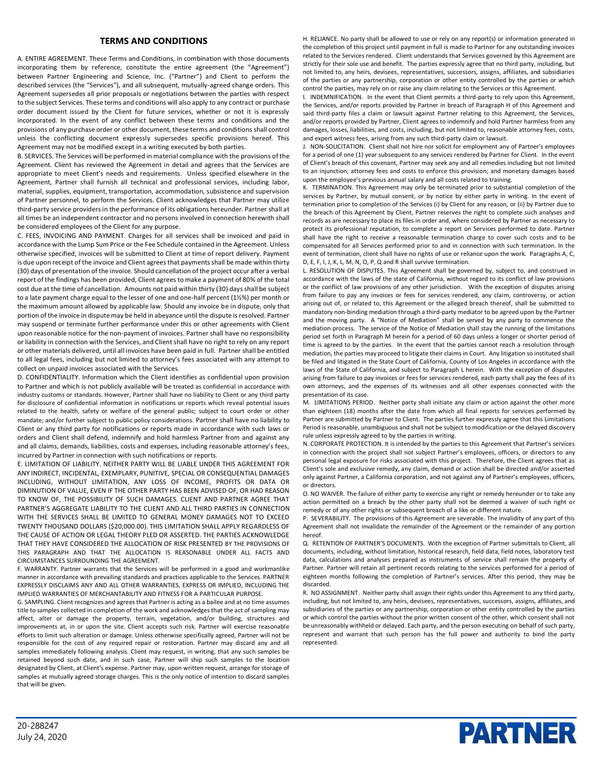## TERMS AND CONDITIONS

A. ENTIRE AGREEMENT. These Terms and Conditions, in combination with those documents incorporating them by reference, constitute the entire agreement (the "Agreement") between Partner Engineering and Science, Inc. ("Partner") and Client to perform the described services (the "Services"), and all subsequent, mutually-agreed change orders. This Agreement supersedes all prior proposals or negotiations between the parties with respect to the subject Services. These terms and conditions will also apply to any contract or purchase order document issued by the Client for future services, whether or not it is expressly incorporated. In the event of any conflict between these terms and conditions and the provisions of any purchase order or other document, these terms and conditions shall control unless the conflicting document expressly supersedes specific provisions hereof. This Agreement may not be modified except in a writing executed by both parties.

B. SERVICES. The Services will be performed in material compliance with the provisions of the Agreement. Client has reviewed the Agreement in detail and agrees that the Services are appropriate to meet Client's needs and requirements. Unless specified elsewhere in the Agreement, Partner shall furnish all technical and professional services, including labor, material, supplies, equipment, transportation, accommodation, subsistence and supervision of Partner personnel, to perform the Services. Client acknowledges that Partner may utilize third-party service providers in the performance of its obligations hereunder. Partner shall at all times be an independent contractor and no persons involved in connection herewith shall be considered employees of the Client for any purpose.

C. FEES, INVOICING AND PAYMENT. Charges for all services shall be invoiced and paid in accordance with the Lump Sum Price or the Fee Schedule contained in the Agreement. Unless otherwise specified, invoices will be submitted to Client at time of report delivery. Payment is due upon receipt of the invoice and Client agrees that payments shall be made within thirty (30) days of presentation of the invoice. Should cancellation of the project occur after a verbal report of the findings has been provided, Client agrees to make a payment of 80% of the total cost due at the time of cancellation. Amounts not paid within thirty (30) days shall be subject to a late payment charge equal to the lesser of one and one-half percent (1½%) per month or the maximum amount allowed by applicable law. Should any invoice be in dispute, only that portion of the invoice in dispute may be held in abeyance until the dispute is resolved. Partner may suspend or terminate further performance under this or other agreements with Client upon reasonable notice for the non-payment of invoices. Partner shall have no responsibility or liability in connection with the Services, and Client shall have no right to rely on any report or other materials delivered, until all invoices have been paid in full. Partner shall be entitled to all legal fees, including but not limited to attorney's fees associated with any attempt to collect on unpaid invoices associated with the Services.

D. CONFIDENTIALITY. Information which the Client identifies as confidential upon provision to Partner and which is not publicly available will be treated as confidential in accordance with industry customs or standards. However, Partner shall have no liability to Client or any third party for disclosure of confidential information in notifications or reports which reveal potential issues related to the health, safety or welfare of the general public; subject to court order or other mandate; and/or further subject to public policy considerations. Partner shall have no liability to Client or any third party for notifications or reports made in accordance with such laws or orders and Client shall defend, indemnify and hold harmless Partner from and against any and all claims, demands, liabilities, costs and expenses, including reasonable attorney's fees, incurred by Partner in connection with such notifications or reports.

E. LIMITATION OF LIABILITY. NEITHER PARTY WILL BE LIABLE UNDER THIS AGREEMENT FOR ANY INDIRECT, INCIDENTAL, EXEMPLARY, PUNITIVE, SPECIAL OR CONSEQUENTIAL DAMAGES INCLUDING, WITHOUT LIMITATION, ANY LOSS OF INCOME, PROFITS OR DATA OR DIMINUTION OF VALUE, EVEN IF THE OTHER PARTY HAS BEEN ADVISED OF, OR HAD REASON TO KNOW OF, THE POSSIBILITY OF SUCH DAMAGES. CLIENT AND PARTNER AGREE THAT PARTNER'S AGGREGATE LIABILITY TO THE CLIENT AND ALL THIRD PARTIES IN CONNECTION WITH THE SERVICES SHALL BE LIMITED TO GENERAL MONEY DAMAGES NOT TO EXCEED TWENTY THOUSAND DOLLARS ($20,000.00). THIS LIMITATION SHALL APPLY REGARDLESS OF THE CAUSE OF ACTION OR LEGAL THEORY PLED OR ASSERTED. THE PARTIES ACKNOWLEDGE THAT THEY HAVE CONSIDERED THE ALLOCATION OF RISK PRESENTED BY THE PROVISIONS OF THIS PARAGRAPH AND THAT THE ALLOCATION IS REASONABLE UNDER ALL FACTS AND CIRCUMSTANCES SURROUNDING THE AGREEMENT.

F. WARRANTY. Partner warrants that the Services will be performed in a good and workmanlike manner in accordance with prevailing standards and practices applicable to the Services. PARTNER EXPRESSLY DISCLAIMS ANY AND ALL OTHER WARRANTIES, EXPRESS OR IMPLIED, INCLUDING THE IMPLIED WARRANTIES OF MERCHANTABILITY AND FITNESS FOR A PARTICULAR PURPOSE.

G. SAMPLING. Client recognizes and agrees that Partner is acting as a bailee and at no time assumes title to samples collected in completion of the work and acknowledges that the act of sampling may affect, alter or damage the property, terrain, vegetation, and/or building, structures and improvements at, in or upon the site. Client accepts such risk. Partner will exercise reasonable efforts to limit such alteration or damage. Unless otherwise specifically agreed, Partner will not be responsible for the cost of any required repair or restoration. Partner may discard any and all samples immediately following analysis. Client may request, in writing, that any such samples be retained beyond such date, and in such case, Partner will ship such samples to the location designated by Client, at Client's expense. Partner may, upon written request, arrange for storage of samples at mutually agreed storage charges. This is the only notice of intention to discard samples that will be given.

H. RELIANCE. No party shall be allowed to use or rely on any report(s) or information generated in the completion of this project until payment in full is made to Partner for any outstanding invoices related to the Services rendered. Client understands that Services governed by this Agreement are strictly for their sole use and benefit. The parties expressly agree that no third party, including, but not limited to, any heirs, devisees, representatives, successors, assigns, affiliates, and subsidiaries of the parties or any partnership, corporation or other entity controlled by the parties or which control the parties, may rely on or raise any claim relating to the Services or this Agreement.

I. INDEMNIFICATION. In the event that Client permits a third-party to rely upon this Agreement, the Services, and/or reports provided by Partner in breach of Paragraph H of this Agreement and said third-party files a claim or lawsuit against Partner relating to this Agreement, the Services, and/or reports provided by Partner, Client agrees to indemnify and hold Partner harmless from any damages, losses, liabilities, and costs, including, but not limited to, reasonable attorney fees, costs, and expert witness fees, arising from any such third-party claim or lawsuit.

J. NON-SOLICITATION. Client shall not hire nor solicit for employment any of Partner's employees for a period of one (1) year subsequent to any services rendered by Partner for Client. In the event of Client's breach of this covenant, Partner may seek any and all remedies including but not limited to an injunction; attorney fees and costs to enforce this provision; and monetary damages based upon the employee's previous annual salary and all costs related to training.

K. TERMINATION. This Agreement may only be terminated prior to substantial completion of the services by Partner, by mutual consent, or by notice by either party in writing. In the event of termination prior to completion of the Services (i) by Client for any reason, or (ii) by Partner due to the breach of this Agreement by Client, Partner reserves the right to complete such analyses and records as are necessary to place its files in order and, where considered by Partner as necessary to protect its professional reputation, to complete a report on Services performed to date. Partner shall have the right to receive a reasonable termination charge to cover such costs and to be compensated for all Services performed prior to and in connection with such termination. In the event of termination, client shall have no rights of use or reliance upon the work. Paragraphs A, C, D, E, F, I, J, K, L, M, N, O, P, Q and R shall survive termination.

L. RESOLUTION OF DISPUTES. This Agreement shall be governed by, subject to, and construed in accordance with the laws of the state of California, without regard to its conflict of law provisions or the conflict of law provisions of any other jurisdiction. With the exception of disputes arising from failure to pay any invoices or fees for services rendered, any claim, controversy, or action arising out of, or related to, this Agreement or the alleged breach thereof, shall be submitted to mandatory non-binding mediation through a third-party mediator to be agreed upon by the Partner and the moving party. A "Notice of Mediation" shall be served by any party to commence the mediation process. The service of the Notice of Mediation shall stay the running of the limitations period set forth in Paragraph M herein for a period of 60 days unless a longer or shorter period of time is agreed to by the parties. In the event that the parties cannot reach a resolution through mediation, the parties may proceed to litigate their claims in Court. Any litigation so instituted shall be filed and litigated in the State Court of California, County of Los Angeles in accordance with the laws of the State of California, and subject to Paragraph L herein. With the exception of disputes arising from failure to pay invoices or fees for services rendered, each party shall pay the fees of its own attorneys, and the expenses of its witnesses and all other expenses connected with the presentation of its case.

M. LIMITATIONS PERIOD. Neither party shall initiate any claim or action against the other more than eighteen (18) months after the date from which all final reports for services performed by Partner are submitted by Partner to Client. The parties further expressly agree that this Limitations Period is reasonable, unambiguous and shall not be subject to modification or the delayed discovery rule unless expressly agreed to by the parties in writing.

N. CORPORATE PROTECTION. It is intended by the parties to this Agreement that Partner's services in connection with the project shall not subject Partner's employees, officers, or directors to any personal legal exposure for risks associated with this project. Therefore, the Client agrees that as Client's sole and exclusive remedy, any claim, demand or action shall be directed and/or asserted only against Partner, a California corporation, and not against any of Partner's employees, officers, or directors.

O. NO WAIVER. The failure of either party to exercise any right or remedy hereunder or to take any action permitted on a breach by the other party shall not be deemed a waiver of such right or remedy or of any other rights or subsequent breach of a like or different nature.

P. SEVERABILITY. The provisions of this Agreement are severable. The invalidity of any part of this Agreement shall not invalidate the remainder of the Agreement or the remainder of any portion hereof.

Q. RETENTION OF PARTNER'S DOCUMENTS. With the exception of Partner submittals to Client, all documents, including, without limitation, historical research, field data, field notes, laboratory test data, calculations and analyses prepared as instruments of service shall remain the property of Partner. Partner will retain all pertinent records relating to the services performed for a period of eighteen months following the completion of Partner's services. After this period, they may be discarded.

R. NO ASSIGNMENT. Neither party shall assign their rights under this Agreement to any third party, including, but not limited to, any heirs, devisees, representatives, successors, assigns, affiliates, and subsidiaries of the parties or any partnership, corporation or other entity controlled by the parties or which control the parties without the prior written consent of the other, which consent shall not be unreasonably withheld or delayed. Each party, and the person executing on behalf of such party, represent and warrant that such person has the full power and authority to bind the party represented.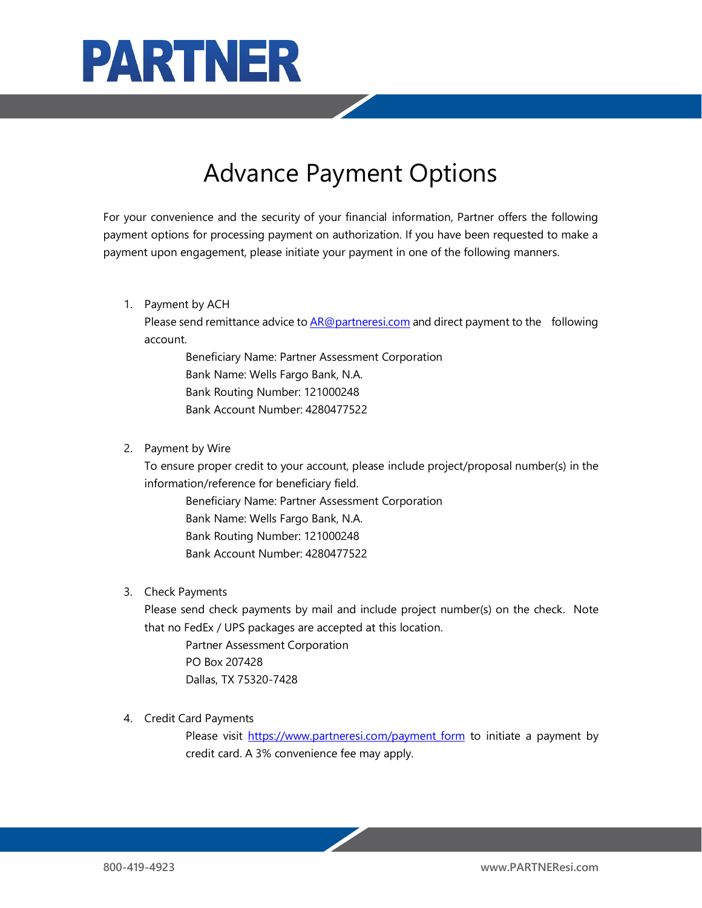PARTNER

# Advance Payment Options

For your convenience and the security of your financial information, Partner offers the following payment options for processing payment on authorization. If you have been requested to make a payment upon engagement, please initiate your payment in one of the following manners.

1. Payment by ACH
   Please send remittance advice to AR@partneresi.com and direct payment to the following account.
   
   Beneficiary Name: Partner Assessment Corporation
   Bank Name: Wells Fargo Bank, N.A.
   Bank Routing Number: 121000248
   Bank Account Number: 4280477522

2. Payment by Wire
   To ensure proper credit to your account, please include project/proposal number(s) in the information/reference for beneficiary field.
   
   Beneficiary Name: Partner Assessment Corporation
   Bank Name: Wells Fargo Bank, N.A.
   Bank Routing Number: 121000248
   Bank Account Number: 4280477522

3. Check Payments
   Please send check payments by mail and include project number(s) on the check. Note that no FedEx / UPS packages are accepted at this location.
   
   Partner Assessment Corporation
   PO Box 207428
   Dallas, TX 75320-7428

4. Credit Card Payments
   
   Please visit https://www.partneresi.com/payment_form to initiate a payment by credit card. A 3% convenience fee may apply.

800-419-4923 www.PARTNERresi.com